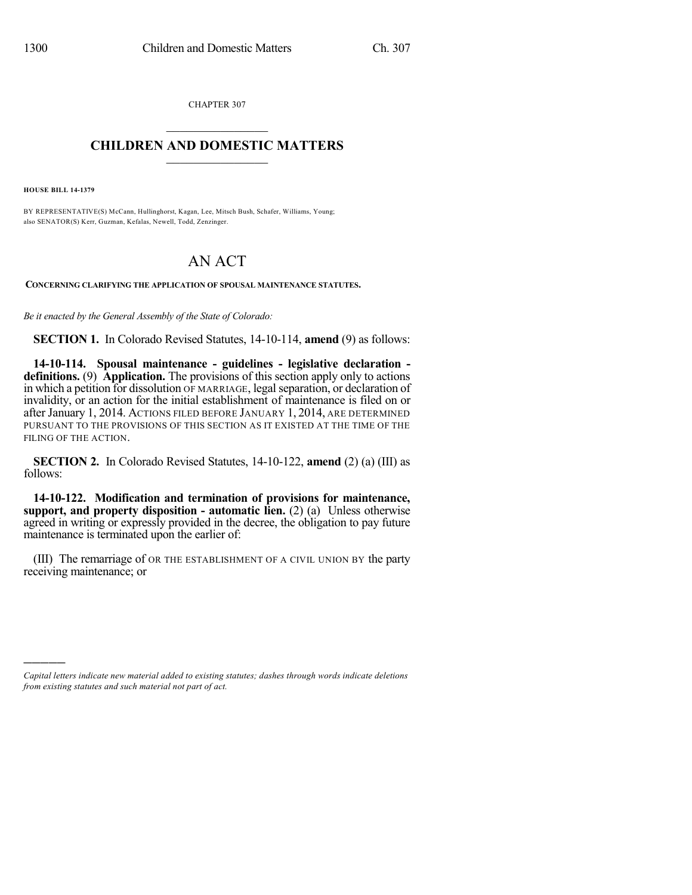CHAPTER 307

# CHILDREN AND DOMESTIC MATTERS

**HOUSE BILL 14-1379**

BY REPRESENTATIVE(S) McCann, Hullinghorst, Kagan, Lee, Mitsch Bush, Schafer, Williams, Young; also SENATOR(S) Kerr, Guzman, Kefalas, Newell, Todd, Zenzinger.

# AN ACT

**CONCERNING CLARIFYING THE APPLICATION OF SPOUSAL MAINTENANCE STATUTES.**

*Be it enacted by the General Assembly of the State of Colorado:*

**SECTION 1.** In Colorado Revised Statutes, 14-10-114, **amend** (9) as follows:

**14-10-114. Spousal maintenance - guidelines - legislative declaration - definitions.** (9) **Application.** The provisions of this section apply only to actions in which a petition for dissolution OF MARRIAGE, legal separation, or declaration of invalidity, or an action for the initial establishment of maintenance is filed on or after January 1, 2014. ACTIONS FILED BEFORE JANUARY 1, 2014, ARE DETERMINED PURSUANT TO THE PROVISIONS OF THIS SECTION AS IT EXISTED AT THE TIME OF THE FILING OF THE ACTION.

**SECTION 2.** In Colorado Revised Statutes, 14-10-122, **amend** (2) (a) (III) as follows:

**14-10-122. Modification and termination of provisions for maintenance, support, and property disposition - automatic lien.** (2) (a) Unless otherwise agreed in writing or expressly provided in the decree, the obligation to pay future maintenance is terminated upon the earlier of:

(III) The remarriage of OR THE ESTABLISHMENT OF A CIVIL UNION BY the party receiving maintenance; or

---

*Capital letters indicate new material added to existing statutes; dashes through words indicate deletions from existing statutes and such material not part of act.*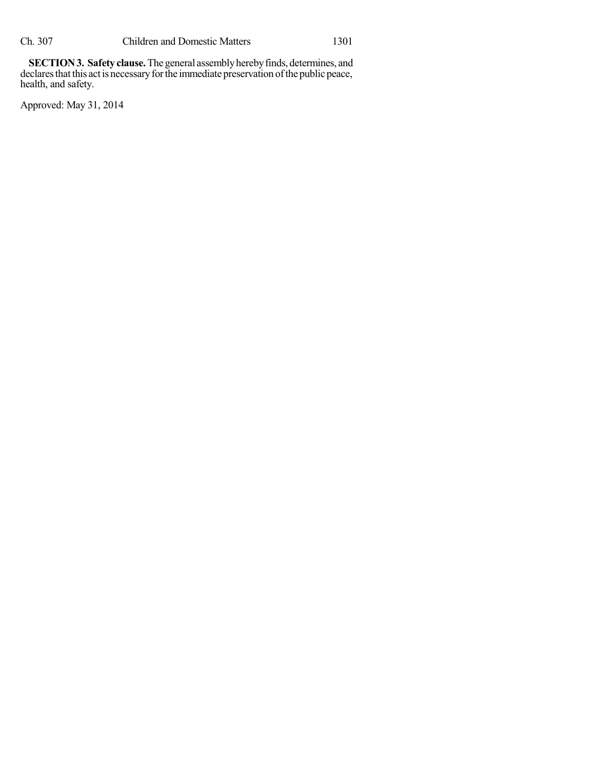**SECTION 3. Safety clause.** The general assembly hereby finds, determines, and declares that this act is necessary for the immediate preservation of the public peace, health, and safety.

Approved: May 31, 2014